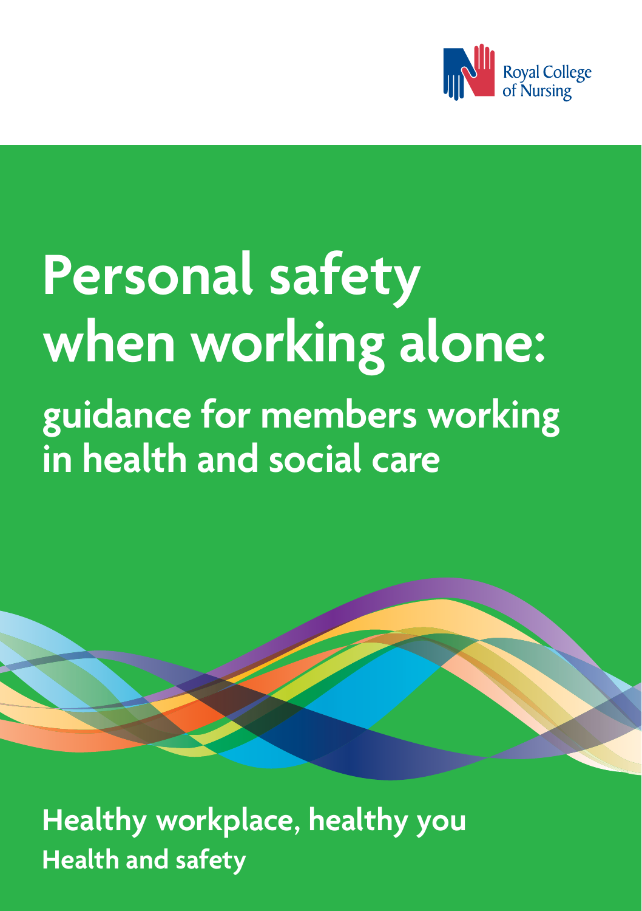Royal College of Nursing

# Personal safety when working alone:

## guidance for members working in health and social care

**Healthy workplace, healthy you**

**Health and safety**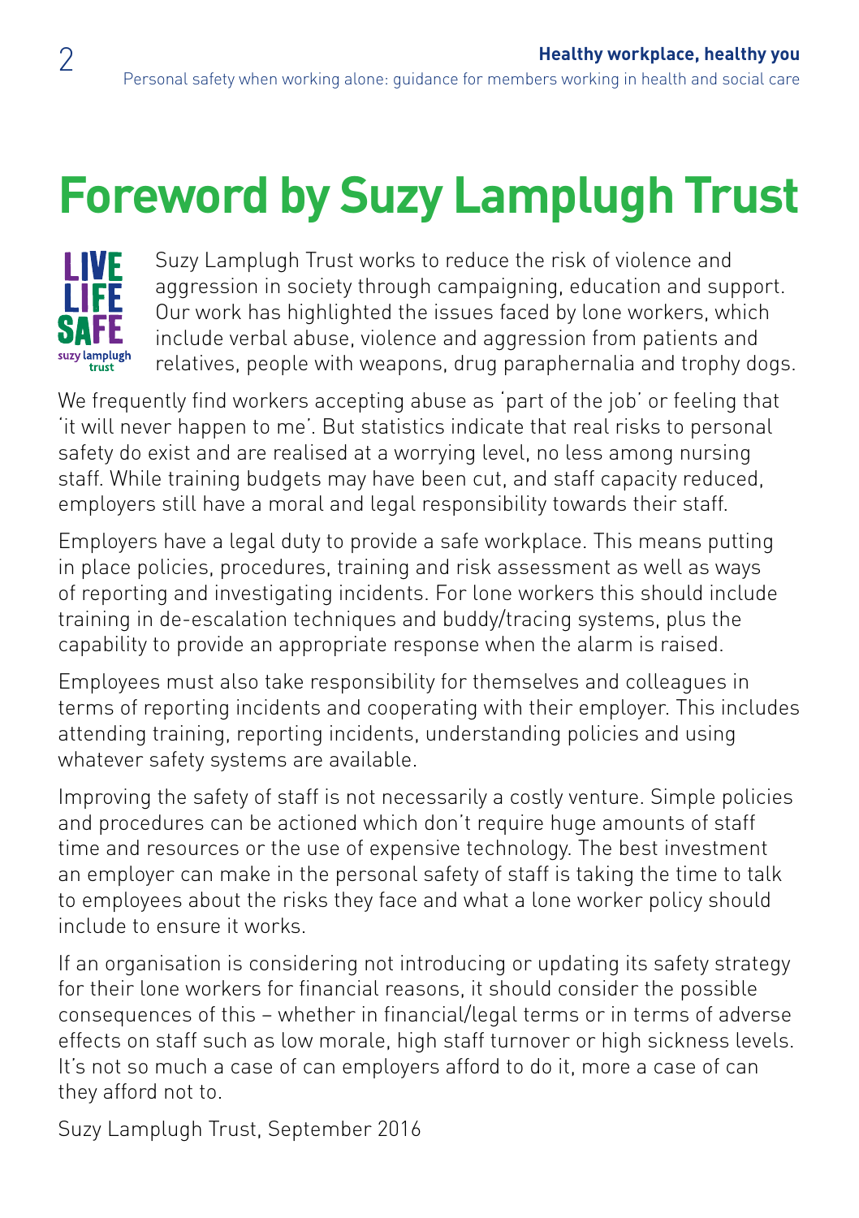# Foreword by Suzy Lamplugh Trust

Suzy Lamplugh Trust works to reduce the risk of violence and aggression in society through campaigning, education and support. Our work has highlighted the issues faced by lone workers, which include verbal abuse, violence and aggression from patients and relatives, people with weapons, drug paraphernalia and trophy dogs.

We frequently find workers accepting abuse as 'part of the job' or feeling that 'it will never happen to me'. But statistics indicate that real risks to personal safety do exist and are realised at a worrying level, no less among nursing staff. While training budgets may have been cut, and staff capacity reduced, employers still have a moral and legal responsibility towards their staff.

Employers have a legal duty to provide a safe workplace. This means putting in place policies, procedures, training and risk assessment as well as ways of reporting and investigating incidents. For lone workers this should include training in de-escalation techniques and buddy/tracing systems, plus the capability to provide an appropriate response when the alarm is raised.

Employees must also take responsibility for themselves and colleagues in terms of reporting incidents and cooperating with their employer. This includes attending training, reporting incidents, understanding policies and using whatever safety systems are available.

Improving the safety of staff is not necessarily a costly venture. Simple policies and procedures can be actioned which don't require huge amounts of staff time and resources or the use of expensive technology. The best investment an employer can make in the personal safety of staff is taking the time to talk to employees about the risks they face and what a lone worker policy should include to ensure it works.

If an organisation is considering not introducing or updating its safety strategy for their lone workers for financial reasons, it should consider the possible consequences of this – whether in financial/legal terms or in terms of adverse effects on staff such as low morale, high staff turnover or high sickness levels. It's not so much a case of can employers afford to do it, more a case of can they afford not to.

Suzy Lamplugh Trust, September 2016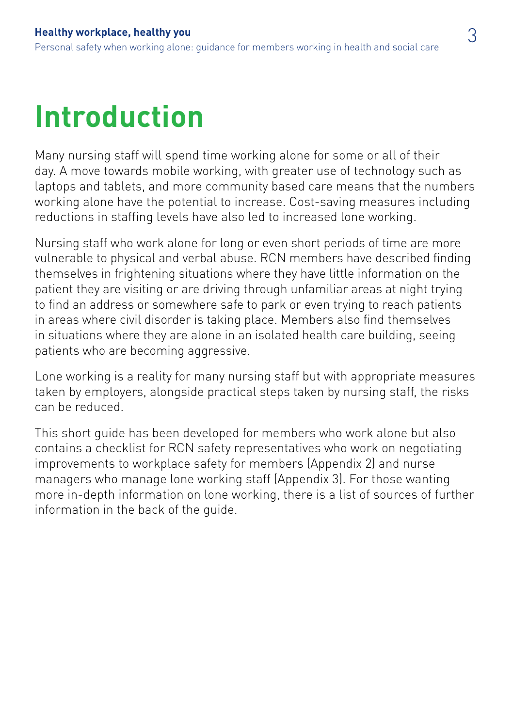# Introduction

Many nursing staff will spend time working alone for some or all of their day. A move towards mobile working, with greater use of technology such as laptops and tablets, and more community based care means that the numbers working alone have the potential to increase. Cost-saving measures including reductions in staffing levels have also led to increased lone working.

Nursing staff who work alone for long or even short periods of time are more vulnerable to physical and verbal abuse. RCN members have described finding themselves in frightening situations where they have little information on the patient they are visiting or are driving through unfamiliar areas at night trying to find an address or somewhere safe to park or even trying to reach patients in areas where civil disorder is taking place. Members also find themselves in situations where they are alone in an isolated health care building, seeing patients who are becoming aggressive.

Lone working is a reality for many nursing staff but with appropriate measures taken by employers, alongside practical steps taken by nursing staff, the risks can be reduced.

This short guide has been developed for members who work alone but also contains a checklist for RCN safety representatives who work on negotiating improvements to workplace safety for members (Appendix 2) and nurse managers who manage lone working staff (Appendix 3). For those wanting more in-depth information on lone working, there is a list of sources of further information in the back of the guide.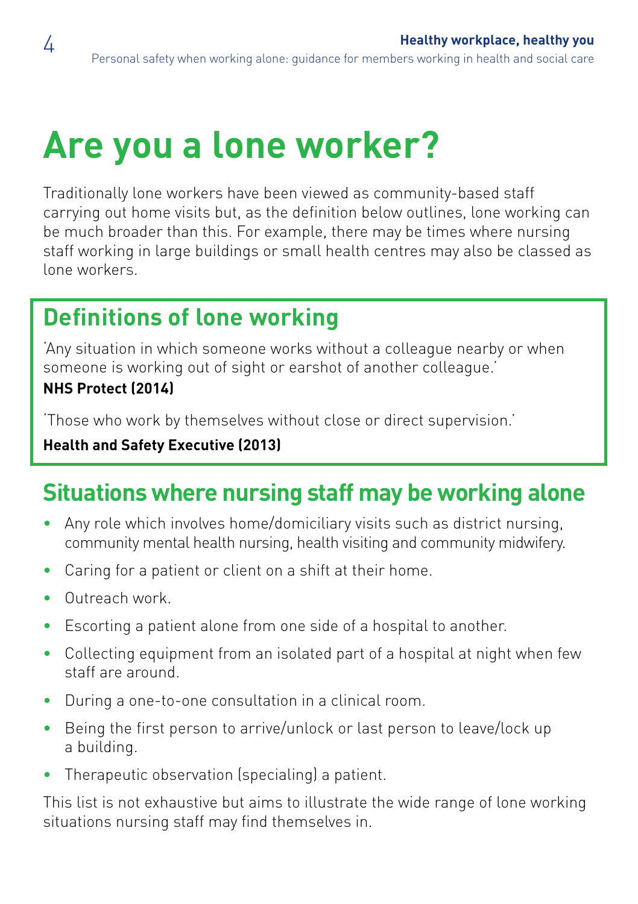# Are you a lone worker?

Traditionally lone workers have been viewed as community-based staff carrying out home visits but, as the definition below outlines, lone working can be much broader than this. For example, there may be times where nursing staff working in large buildings or small health centres may also be classed as lone workers.

## Definitions of lone working

'Any situation in which someone works without a colleague nearby or when someone is working out of sight or earshot of another colleague.'

**NHS Protect (2014)**

'Those who work by themselves without close or direct supervision.'

**Health and Safety Executive (2013)**

## Situations where nursing staff may be working alone

- Any role which involves home/domiciliary visits such as district nursing, community mental health nursing, health visiting and community midwifery.
- Caring for a patient or client on a shift at their home.
- Outreach work.
- Escorting a patient alone from one side of a hospital to another.
- Collecting equipment from an isolated part of a hospital at night when few staff are around.
- During a one-to-one consultation in a clinical room.
- Being the first person to arrive/unlock or last person to leave/lock up a building.
- Therapeutic observation (specialing) a patient.

This list is not exhaustive but aims to illustrate the wide range of lone working situations nursing staff may find themselves in.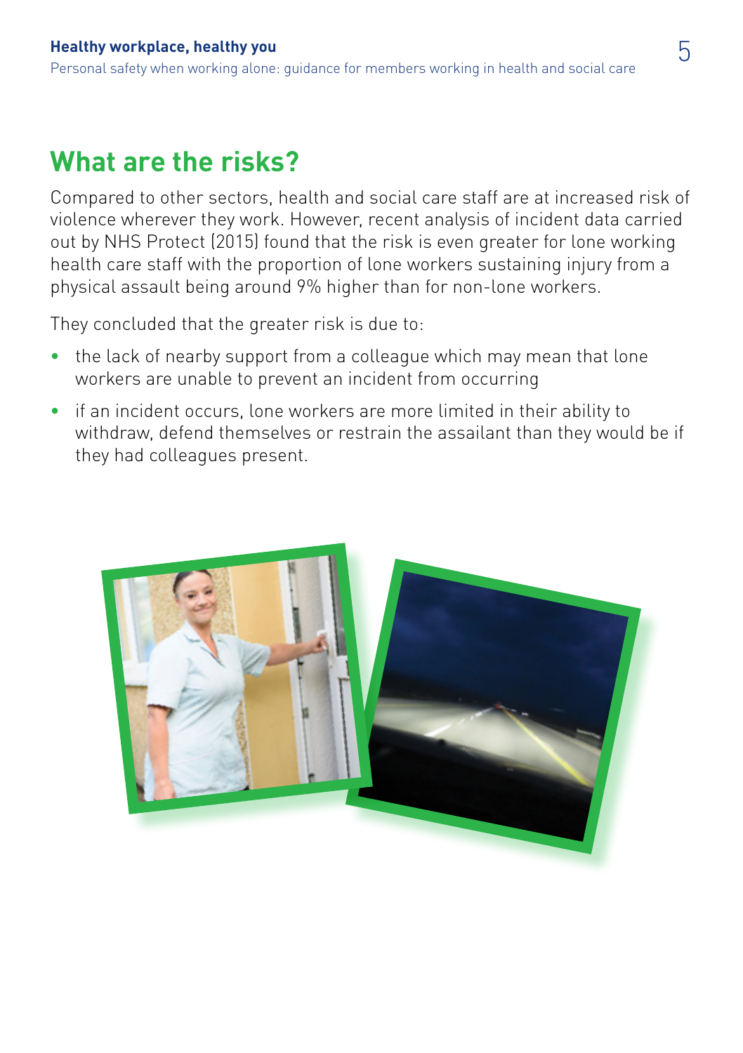## What are the risks?

Compared to other sectors, health and social care staff are at increased risk of violence wherever they work. However, recent analysis of incident data carried out by NHS Protect (2015) found that the risk is even greater for lone working health care staff with the proportion of lone workers sustaining injury from a physical assault being around 9% higher than for non-lone workers.

They concluded that the greater risk is due to:

- the lack of nearby support from a colleague which may mean that lone workers are unable to prevent an incident from occurring
- if an incident occurs, lone workers are more limited in their ability to withdraw, defend themselves or restrain the assailant than they would be if they had colleagues present.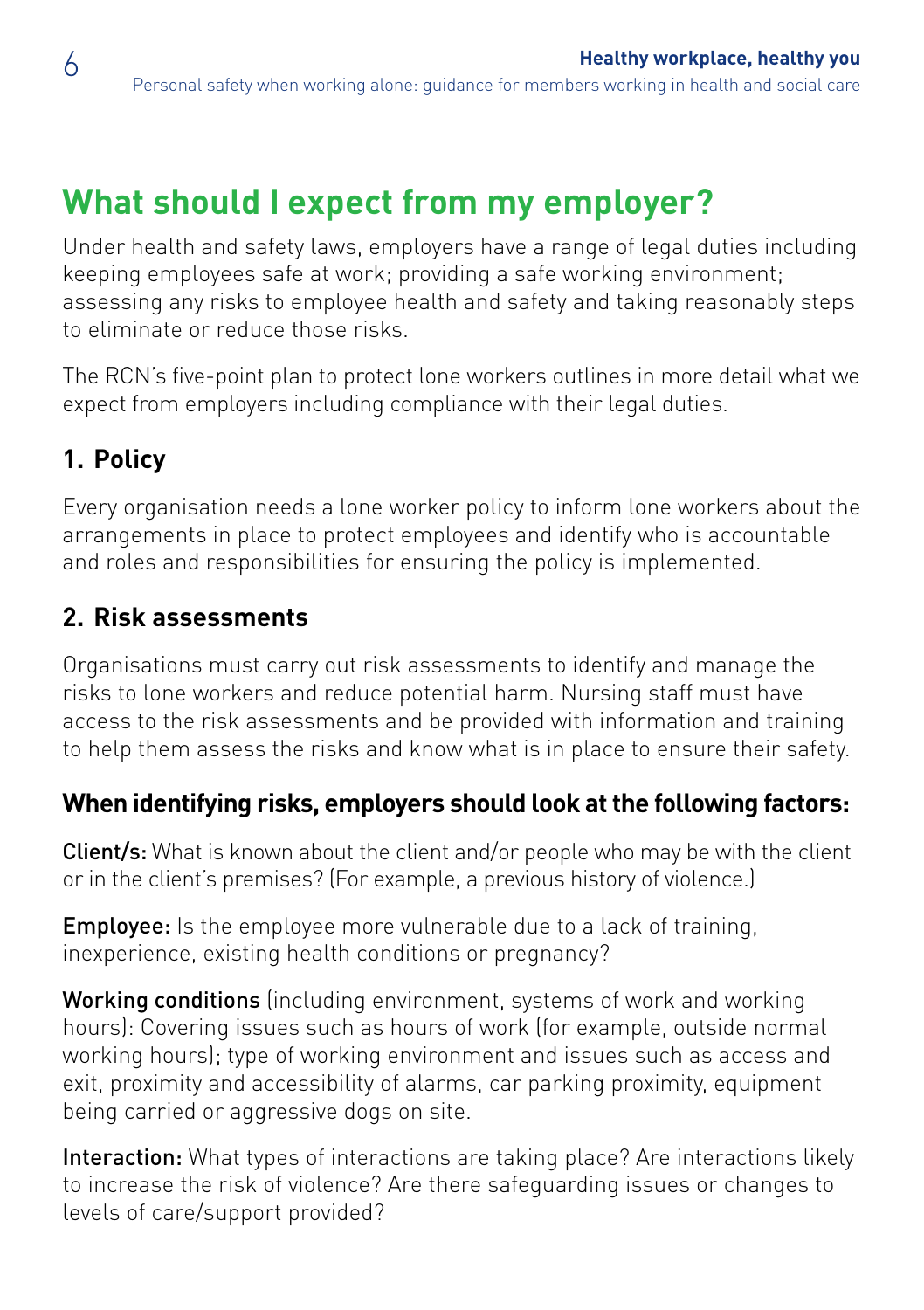## What should I expect from my employer?

Under health and safety laws, employers have a range of legal duties including keeping employees safe at work; providing a safe working environment; assessing any risks to employee health and safety and taking reasonably steps to eliminate or reduce those risks.

The RCN's five-point plan to protect lone workers outlines in more detail what we expect from employers including compliance with their legal duties.

### 1. Policy

Every organisation needs a lone worker policy to inform lone workers about the arrangements in place to protect employees and identify who is accountable and roles and responsibilities for ensuring the policy is implemented.

### 2. Risk assessments

Organisations must carry out risk assessments to identify and manage the risks to lone workers and reduce potential harm. Nursing staff must have access to the risk assessments and be provided with information and training to help them assess the risks and know what is in place to ensure their safety.

#### When identifying risks, employers should look at the following factors:

**Client/s:** What is known about the client and/or people who may be with the client or in the client's premises? (For example, a previous history of violence.)

**Employee:** Is the employee more vulnerable due to a lack of training, inexperience, existing health conditions or pregnancy?

**Working conditions** (including environment, systems of work and working hours): Covering issues such as hours of work (for example, outside normal working hours); type of working environment and issues such as access and exit, proximity and accessibility of alarms, car parking proximity, equipment being carried or aggressive dogs on site.

**Interaction:** What types of interactions are taking place? Are interactions likely to increase the risk of violence? Are there safeguarding issues or changes to levels of care/support provided?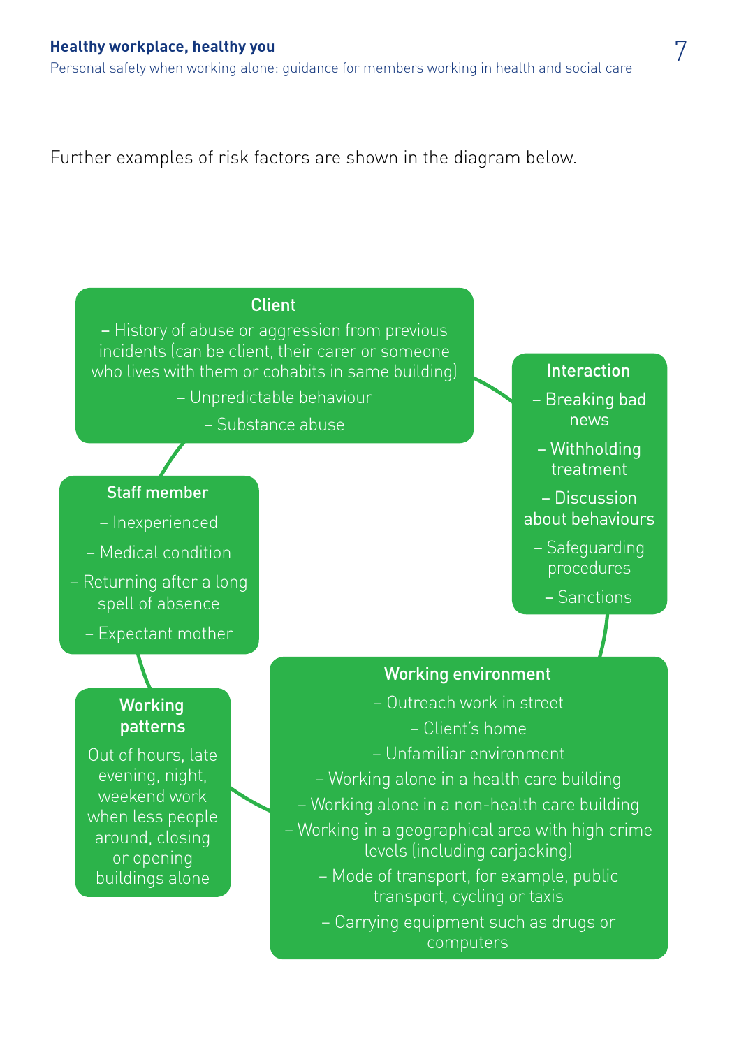Further examples of risk factors are shown in the diagram below.

**Client**

– History of abuse or aggression from previous incidents (can be client, their carer or someone who lives with them or cohabits in same building)

– Unpredictable behaviour

– Substance abuse

**Interaction**

– Breaking bad news

– Withholding treatment

– Discussion about behaviours

– Safeguarding procedures

– Sanctions

**Staff member**

– Inexperienced

– Medical condition

– Returning after a long spell of absence

– Expectant mother

**Working patterns**

Out of hours, late evening, night, weekend work when less people around, closing or opening buildings alone

**Working environment**

– Outreach work in street

– Client's home

– Unfamiliar environment

– Working alone in a health care building

– Working alone in a non-health care building

– Working in a geographical area with high crime levels (including carjacking)

– Mode of transport, for example, public transport, cycling or taxis

– Carrying equipment such as drugs or computers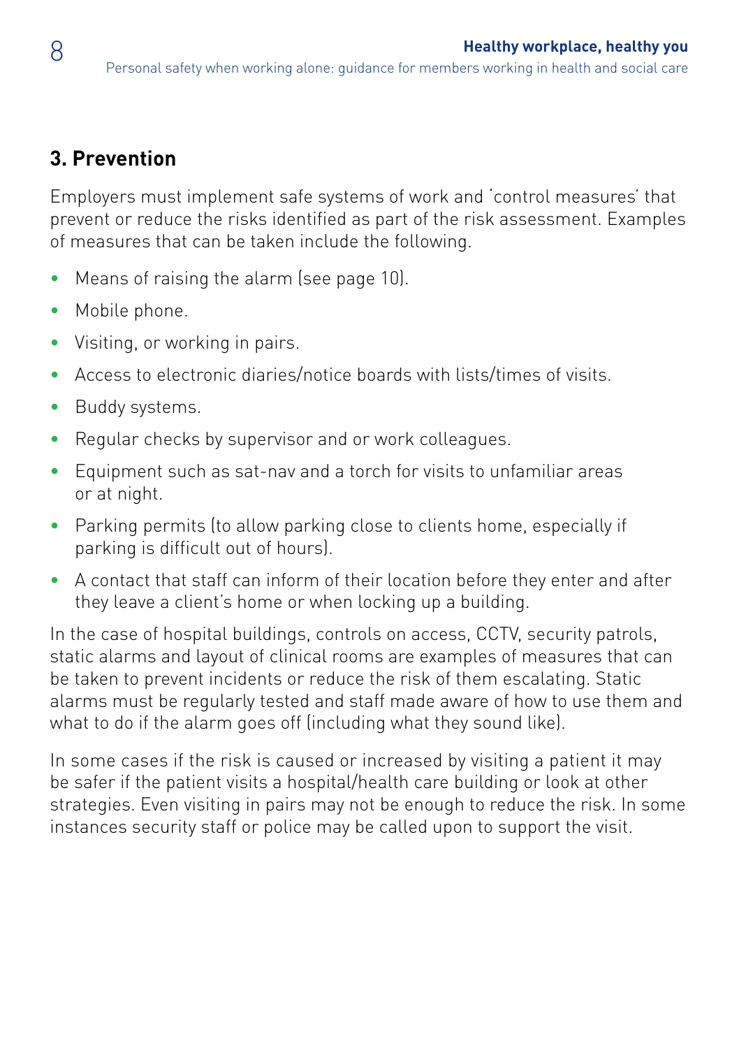## 3. Prevention

Employers must implement safe systems of work and 'control measures' that prevent or reduce the risks identified as part of the risk assessment. Examples of measures that can be taken include the following.

- Means of raising the alarm (see page 10).
- Mobile phone.
- Visiting, or working in pairs.
- Access to electronic diaries/notice boards with lists/times of visits.
- Buddy systems.
- Regular checks by supervisor and or work colleagues.
- Equipment such as sat-nav and a torch for visits to unfamiliar areas or at night.
- Parking permits (to allow parking close to clients home, especially if parking is difficult out of hours).
- A contact that staff can inform of their location before they enter and after they leave a client's home or when locking up a building.

In the case of hospital buildings, controls on access, CCTV, security patrols, static alarms and layout of clinical rooms are examples of measures that can be taken to prevent incidents or reduce the risk of them escalating. Static alarms must be regularly tested and staff made aware of how to use them and what to do if the alarm goes off (including what they sound like).

In some cases if the risk is caused or increased by visiting a patient it may be safer if the patient visits a hospital/health care building or look at other strategies. Even visiting in pairs may not be enough to reduce the risk. In some instances security staff or police may be called upon to support the visit.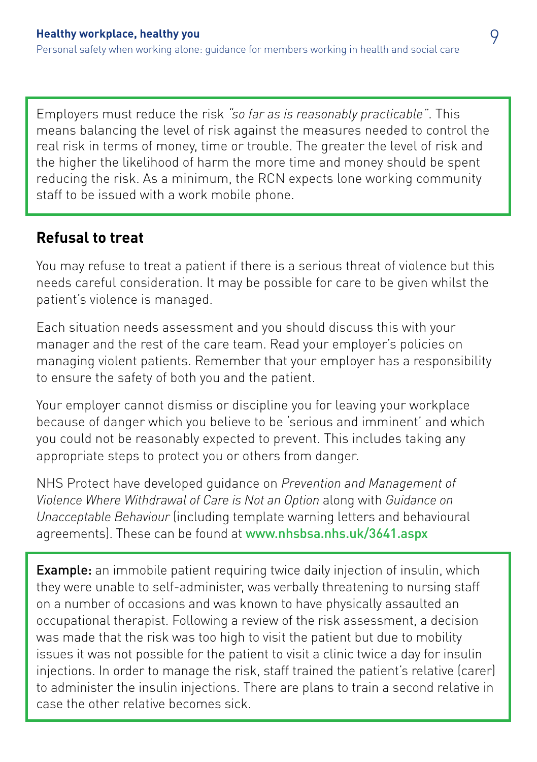Employers must reduce the risk *"so far as is reasonably practicable"*. This means balancing the level of risk against the measures needed to control the real risk in terms of money, time or trouble. The greater the level of risk and the higher the likelihood of harm the more time and money should be spent reducing the risk. As a minimum, the RCN expects lone working community staff to be issued with a work mobile phone.

## Refusal to treat

You may refuse to treat a patient if there is a serious threat of violence but this needs careful consideration. It may be possible for care to be given whilst the patient's violence is managed.

Each situation needs assessment and you should discuss this with your manager and the rest of the care team. Read your employer's policies on managing violent patients. Remember that your employer has a responsibility to ensure the safety of both you and the patient.

Your employer cannot dismiss or discipline you for leaving your workplace because of danger which you believe to be 'serious and imminent' and which you could not be reasonably expected to prevent. This includes taking any appropriate steps to protect you or others from danger.

NHS Protect have developed guidance on *Prevention and Management of Violence Where Withdrawal of Care is Not an Option* along with *Guidance on Unacceptable Behaviour* (including template warning letters and behavioural agreements). These can be found at www.nhsbsa.nhs.uk/3641.aspx

**Example:** an immobile patient requiring twice daily injection of insulin, which they were unable to self-administer, was verbally threatening to nursing staff on a number of occasions and was known to have physically assaulted an occupational therapist. Following a review of the risk assessment, a decision was made that the risk was too high to visit the patient but due to mobility issues it was not possible for the patient to visit a clinic twice a day for insulin injections. In order to manage the risk, staff trained the patient's relative (carer) to administer the insulin injections. There are plans to train a second relative in case the other relative becomes sick.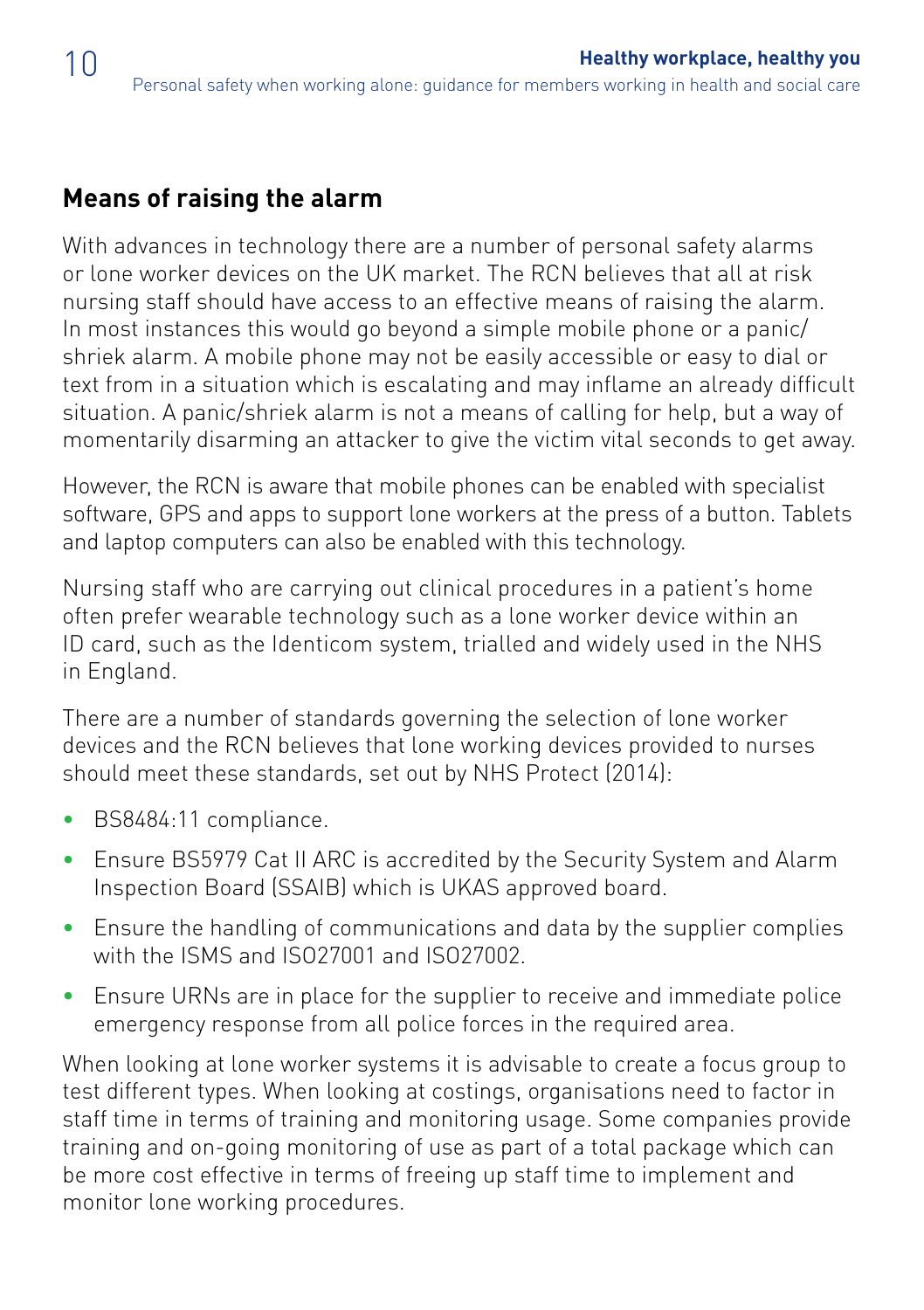## Means of raising the alarm

With advances in technology there are a number of personal safety alarms or lone worker devices on the UK market. The RCN believes that all at risk nursing staff should have access to an effective means of raising the alarm. In most instances this would go beyond a simple mobile phone or a panic/shriek alarm. A mobile phone may not be easily accessible or easy to dial or text from in a situation which is escalating and may inflame an already difficult situation. A panic/shriek alarm is not a means of calling for help, but a way of momentarily disarming an attacker to give the victim vital seconds to get away.

However, the RCN is aware that mobile phones can be enabled with specialist software, GPS and apps to support lone workers at the press of a button. Tablets and laptop computers can also be enabled with this technology.

Nursing staff who are carrying out clinical procedures in a patient's home often prefer wearable technology such as a lone worker device within an ID card, such as the Identicom system, trialled and widely used in the NHS in England.

There are a number of standards governing the selection of lone worker devices and the RCN believes that lone working devices provided to nurses should meet these standards, set out by NHS Protect (2014):

- BS8484:11 compliance.
- Ensure BS5979 Cat II ARC is accredited by the Security System and Alarm Inspection Board (SSAIB) which is UKAS approved board.
- Ensure the handling of communications and data by the supplier complies with the ISMS and ISO27001 and ISO27002.
- Ensure URNs are in place for the supplier to receive and immediate police emergency response from all police forces in the required area.

When looking at lone worker systems it is advisable to create a focus group to test different types. When looking at costings, organisations need to factor in staff time in terms of training and monitoring usage. Some companies provide training and on-going monitoring of use as part of a total package which can be more cost effective in terms of freeing up staff time to implement and monitor lone working procedures.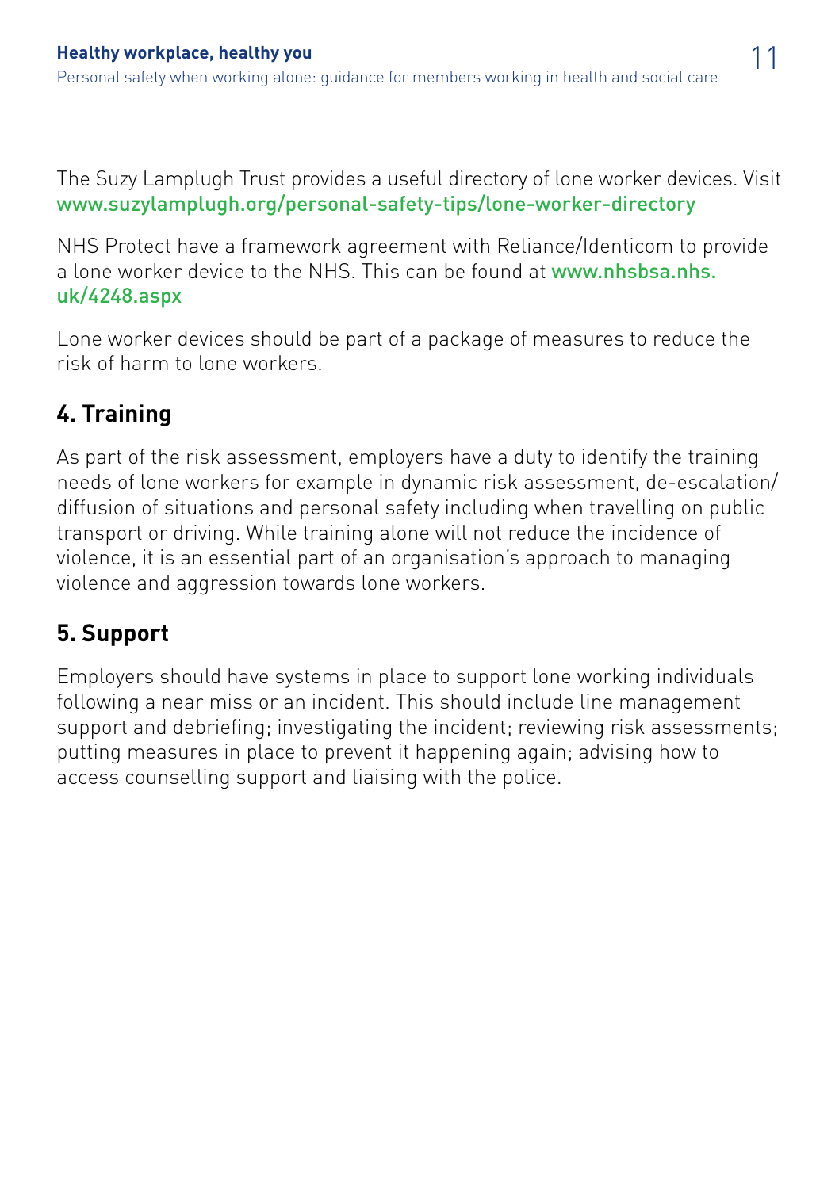The Suzy Lamplugh Trust provides a useful directory of lone worker devices. Visit www.suzylamplugh.org/personal-safety-tips/lone-worker-directory

NHS Protect have a framework agreement with Reliance/Identicom to provide a lone worker device to the NHS. This can be found at www.nhsbsa.nhs.uk/4248.aspx

Lone worker devices should be part of a package of measures to reduce the risk of harm to lone workers.

## 4. Training

As part of the risk assessment, employers have a duty to identify the training needs of lone workers for example in dynamic risk assessment, de-escalation/diffusion of situations and personal safety including when travelling on public transport or driving. While training alone will not reduce the incidence of violence, it is an essential part of an organisation's approach to managing violence and aggression towards lone workers.

## 5. Support

Employers should have systems in place to support lone working individuals following a near miss or an incident. This should include line management support and debriefing; investigating the incident; reviewing risk assessments; putting measures in place to prevent it happening again; advising how to access counselling support and liaising with the police.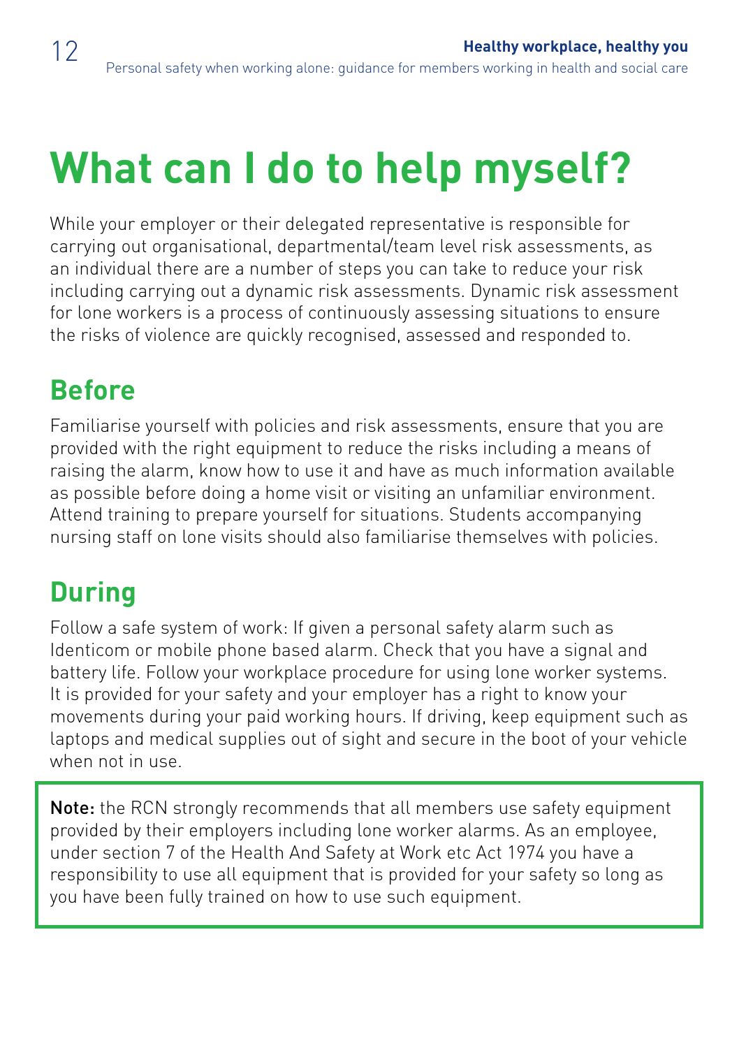# What can I do to help myself?

While your employer or their delegated representative is responsible for carrying out organisational, departmental/team level risk assessments, as an individual there are a number of steps you can take to reduce your risk including carrying out a dynamic risk assessments. Dynamic risk assessment for lone workers is a process of continuously assessing situations to ensure the risks of violence are quickly recognised, assessed and responded to.

## Before

Familiarise yourself with policies and risk assessments, ensure that you are provided with the right equipment to reduce the risks including a means of raising the alarm, know how to use it and have as much information available as possible before doing a home visit or visiting an unfamiliar environment. Attend training to prepare yourself for situations. Students accompanying nursing staff on lone visits should also familiarise themselves with policies.

## During

Follow a safe system of work: If given a personal safety alarm such as Identicom or mobile phone based alarm. Check that you have a signal and battery life. Follow your workplace procedure for using lone worker systems. It is provided for your safety and your employer has a right to know your movements during your paid working hours. If driving, keep equipment such as laptops and medical supplies out of sight and secure in the boot of your vehicle when not in use.

**Note:** the RCN strongly recommends that all members use safety equipment provided by their employers including lone worker alarms. As an employee, under section 7 of the Health And Safety at Work etc Act 1974 you have a responsibility to use all equipment that is provided for your safety so long as you have been fully trained on how to use such equipment.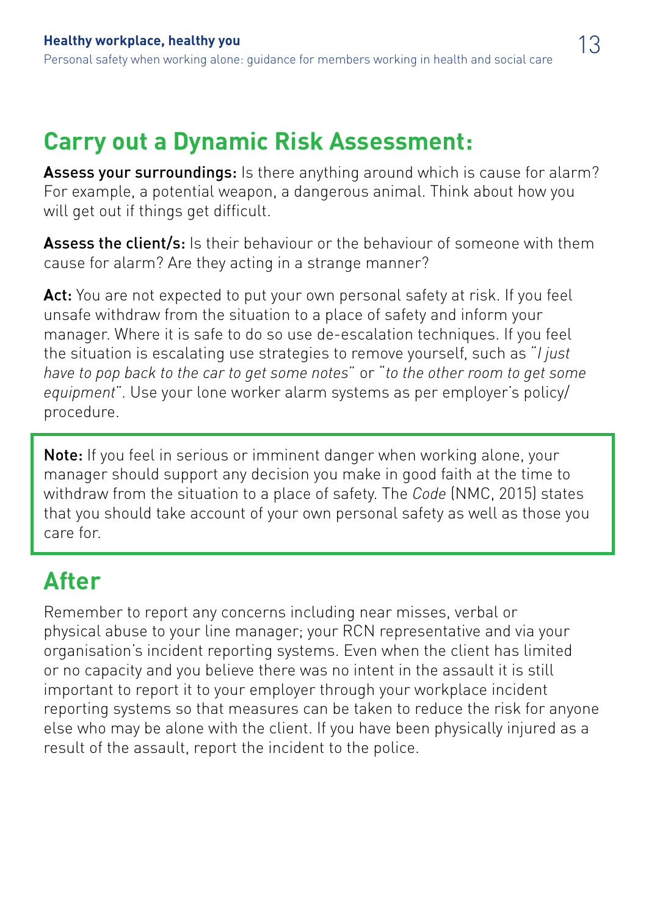## Carry out a Dynamic Risk Assessment:

**Assess your surroundings:** Is there anything around which is cause for alarm? For example, a potential weapon, a dangerous animal. Think about how you will get out if things get difficult.

**Assess the client/s:** Is their behaviour or the behaviour of someone with them cause for alarm? Are they acting in a strange manner?

**Act:** You are not expected to put your own personal safety at risk. If you feel unsafe withdraw from the situation to a place of safety and inform your manager. Where it is safe to do so use de-escalation techniques. If you feel the situation is escalating use strategies to remove yourself, such as "*I just have to pop back to the car to get some notes*" or "*to the other room to get some equipment*". Use your lone worker alarm systems as per employer's policy/ procedure.

**Note:** If you feel in serious or imminent danger when working alone, your manager should support any decision you make in good faith at the time to withdraw from the situation to a place of safety. The *Code* (NMC, 2015) states that you should take account of your own personal safety as well as those you care for.

## After

Remember to report any concerns including near misses, verbal or physical abuse to your line manager; your RCN representative and via your organisation's incident reporting systems. Even when the client has limited or no capacity and you believe there was no intent in the assault it is still important to report it to your employer through your workplace incident reporting systems so that measures can be taken to reduce the risk for anyone else who may be alone with the client. If you have been physically injured as a result of the assault, report the incident to the police.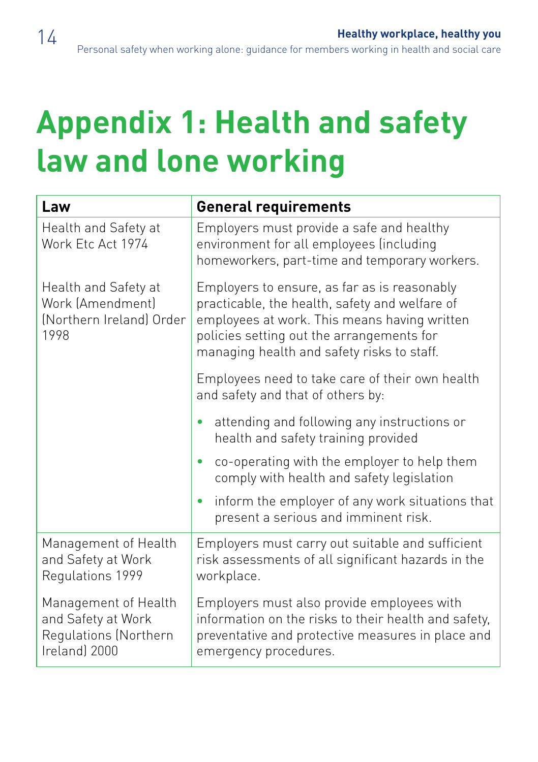# Appendix 1: Health and safety law and lone working

| Law | General requirements |
|---|---|
| Health and Safety at Work Etc Act 1974<br><br>Health and Safety at Work (Amendment) (Northern Ireland) Order 1998 | Employers must provide a safe and healthy environment for all employees (including homeworkers, part-time and temporary workers.<br><br>Employers to ensure, as far as is reasonably practicable, the health, safety and welfare of employees at work. This means having written policies setting out the arrangements for managing health and safety risks to staff.<br><br>Employees need to take care of their own health and safety and that of others by:<br>• attending and following any instructions or health and safety training provided<br>• co-operating with the employer to help them comply with health and safety legislation<br>• inform the employer of any work situations that present a serious and imminent risk. |
| Management of Health and Safety at Work Regulations 1999<br><br>Management of Health and Safety at Work Regulations (Northern Ireland) 2000 | Employers must carry out suitable and sufficient risk assessments of all significant hazards in the workplace.<br><br>Employers must also provide employees with information on the risks to their health and safety, preventative and protective measures in place and emergency procedures. |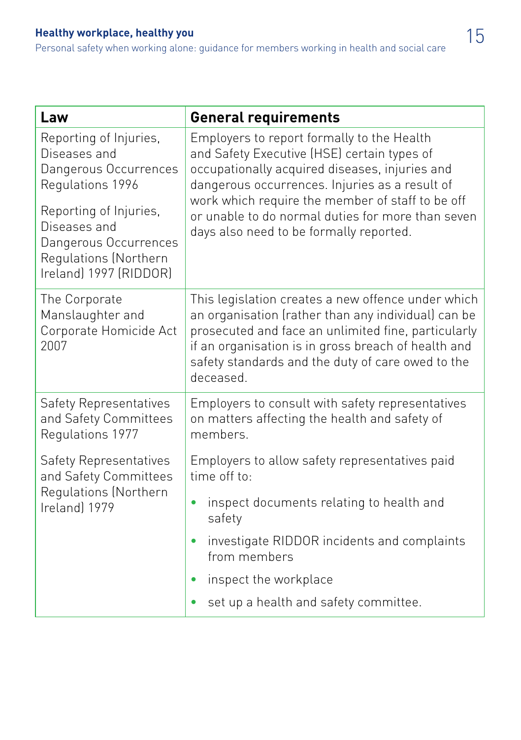| Law | General requirements |
|---|---|
| Reporting of Injuries, Diseases and Dangerous Occurrences Regulations 1996<br><br>Reporting of Injuries, Diseases and Dangerous Occurrences Regulations (Northern Ireland) 1997 (RIDDOR) | Employers to report formally to the Health and Safety Executive (HSE) certain types of occupationally acquired diseases, injuries and dangerous occurrences. Injuries as a result of work which require the member of staff to be off or unable to do normal duties for more than seven days also need to be formally reported. |
| The Corporate Manslaughter and Corporate Homicide Act 2007 | This legislation creates a new offence under which an organisation (rather than any individual) can be prosecuted and face an unlimited fine, particularly if an organisation is in gross breach of health and safety standards and the duty of care owed to the deceased. |
| Safety Representatives and Safety Committees Regulations 1977<br><br>Safety Representatives and Safety Committees Regulations (Northern Ireland) 1979 | Employers to consult with safety representatives on matters affecting the health and safety of members.<br><br>Employers to allow safety representatives paid time off to:<br>• inspect documents relating to health and safety<br>• investigate RIDDOR incidents and complaints from members<br>• inspect the workplace<br>• set up a health and safety committee. |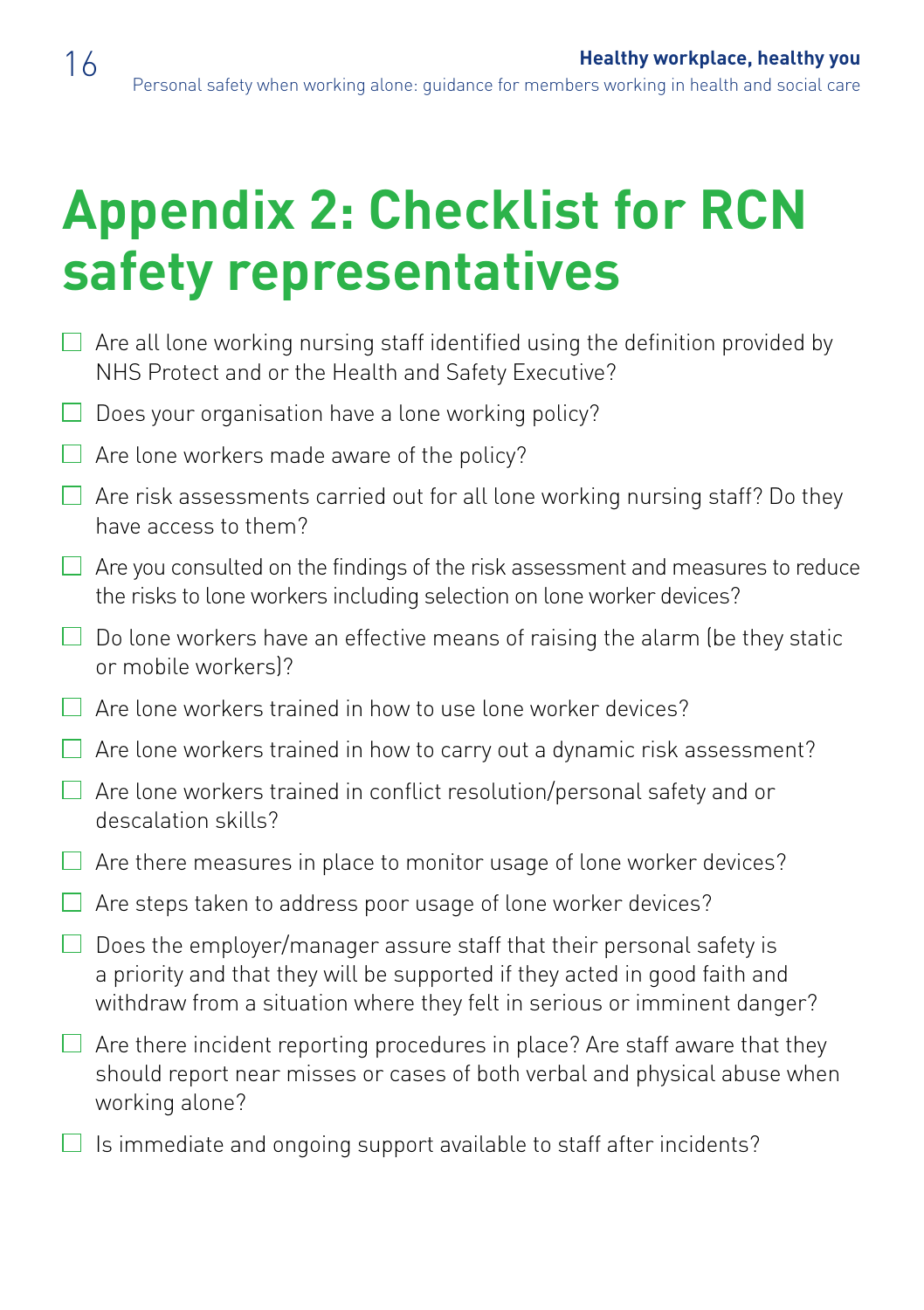# Appendix 2: Checklist for RCN safety representatives

- [ ] Are all lone working nursing staff identified using the definition provided by NHS Protect and or the Health and Safety Executive?
- [ ] Does your organisation have a lone working policy?
- [ ] Are lone workers made aware of the policy?
- [ ] Are risk assessments carried out for all lone working nursing staff? Do they have access to them?
- [ ] Are you consulted on the findings of the risk assessment and measures to reduce the risks to lone workers including selection on lone worker devices?
- [ ] Do lone workers have an effective means of raising the alarm (be they static or mobile workers)?
- [ ] Are lone workers trained in how to use lone worker devices?
- [ ] Are lone workers trained in how to carry out a dynamic risk assessment?
- [ ] Are lone workers trained in conflict resolution/personal safety and or descalation skills?
- [ ] Are there measures in place to monitor usage of lone worker devices?
- [ ] Are steps taken to address poor usage of lone worker devices?
- [ ] Does the employer/manager assure staff that their personal safety is a priority and that they will be supported if they acted in good faith and withdraw from a situation where they felt in serious or imminent danger?
- [ ] Are there incident reporting procedures in place? Are staff aware that they should report near misses or cases of both verbal and physical abuse when working alone?
- [ ] Is immediate and ongoing support available to staff after incidents?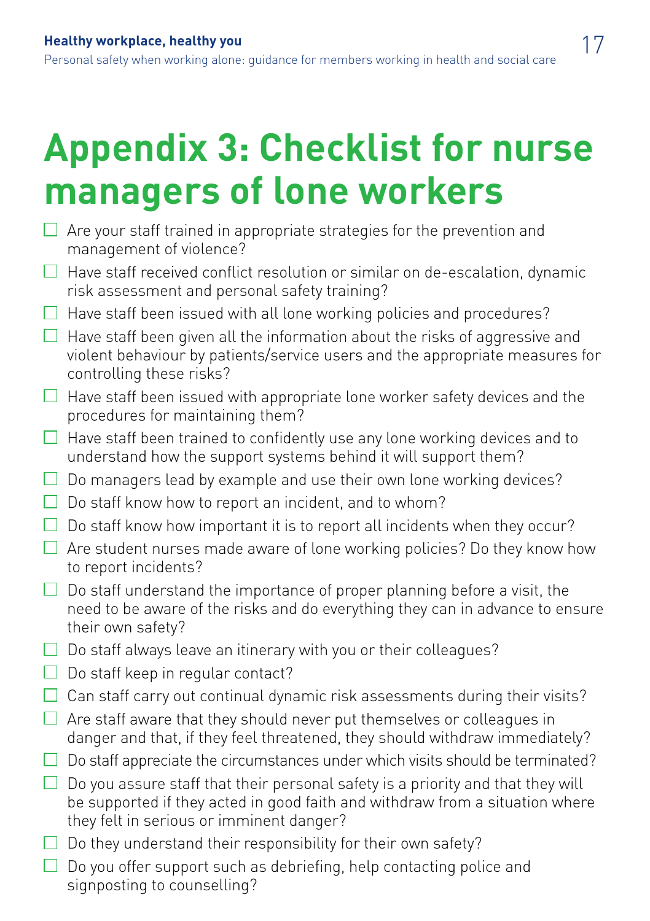# Appendix 3: Checklist for nurse managers of lone workers

- ☐ Are your staff trained in appropriate strategies for the prevention and management of violence?
- ☐ Have staff received conflict resolution or similar on de-escalation, dynamic risk assessment and personal safety training?
- ☐ Have staff been issued with all lone working policies and procedures?
- ☐ Have staff been given all the information about the risks of aggressive and violent behaviour by patients/service users and the appropriate measures for controlling these risks?
- ☐ Have staff been issued with appropriate lone worker safety devices and the procedures for maintaining them?
- ☐ Have staff been trained to confidently use any lone working devices and to understand how the support systems behind it will support them?
- ☐ Do managers lead by example and use their own lone working devices?
- ☐ Do staff know how to report an incident, and to whom?
- ☐ Do staff know how important it is to report all incidents when they occur?
- ☐ Are student nurses made aware of lone working policies? Do they know how to report incidents?
- ☐ Do staff understand the importance of proper planning before a visit, the need to be aware of the risks and do everything they can in advance to ensure their own safety?
- ☐ Do staff always leave an itinerary with you or their colleagues?
- ☐ Do staff keep in regular contact?
- ☐ Can staff carry out continual dynamic risk assessments during their visits?
- ☐ Are staff aware that they should never put themselves or colleagues in danger and that, if they feel threatened, they should withdraw immediately?
- ☐ Do staff appreciate the circumstances under which visits should be terminated?
- ☐ Do you assure staff that their personal safety is a priority and that they will be supported if they acted in good faith and withdraw from a situation where they felt in serious or imminent danger?
- ☐ Do they understand their responsibility for their own safety?
- ☐ Do you offer support such as debriefing, help contacting police and signposting to counselling?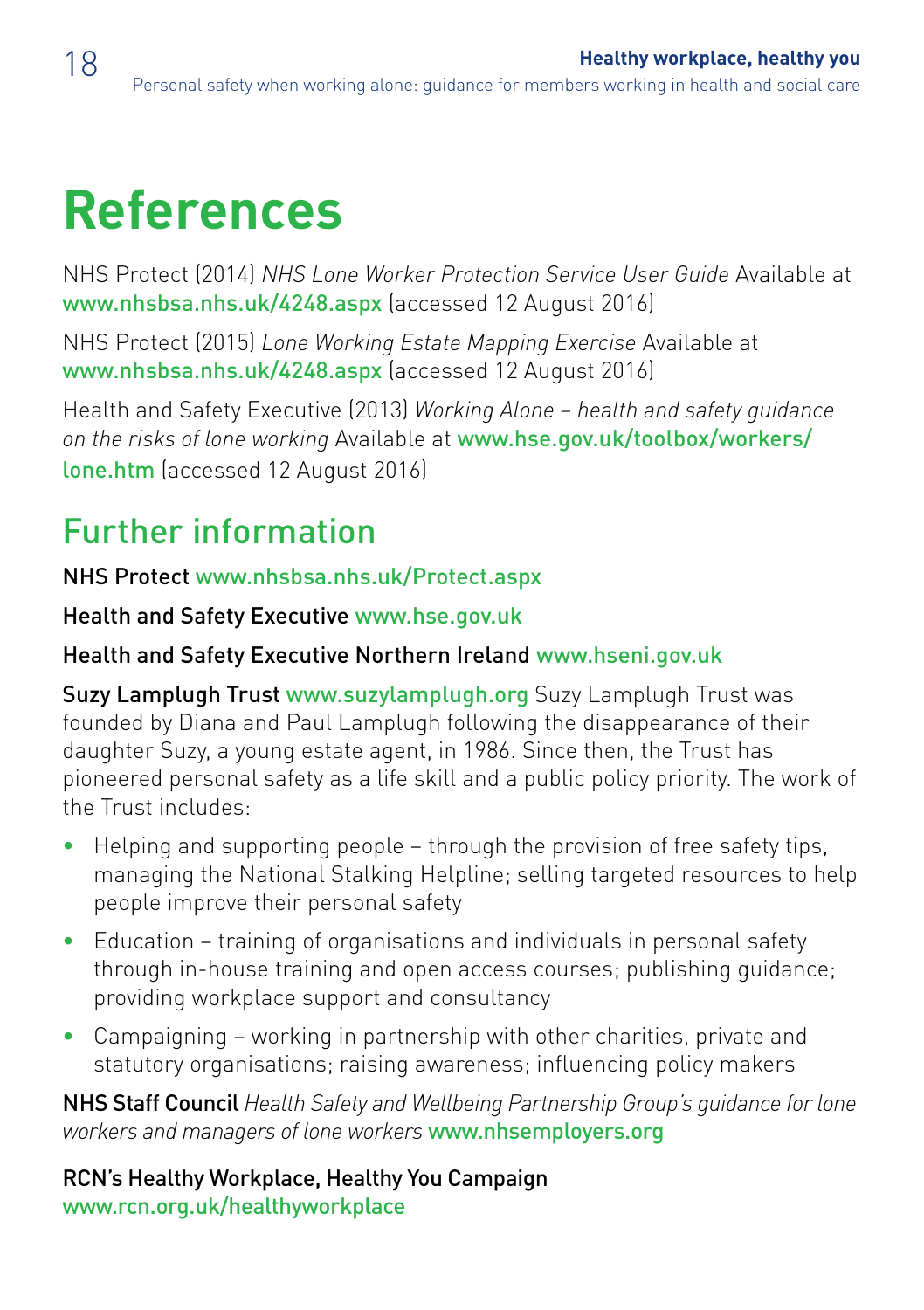# References

NHS Protect (2014) *NHS Lone Worker Protection Service User Guide* Available at www.nhsbsa.nhs.uk/4248.aspx (accessed 12 August 2016)

NHS Protect (2015) *Lone Working Estate Mapping Exercise* Available at www.nhsbsa.nhs.uk/4248.aspx (accessed 12 August 2016)

Health and Safety Executive (2013) *Working Alone – health and safety guidance on the risks of lone working* Available at www.hse.gov.uk/toolbox/workers/lone.htm (accessed 12 August 2016)

## Further information

**NHS Protect** www.nhsbsa.nhs.uk/Protect.aspx

**Health and Safety Executive** www.hse.gov.uk

**Health and Safety Executive Northern Ireland** www.hseni.gov.uk

**Suzy Lamplugh Trust** www.suzylamplugh.org Suzy Lamplugh Trust was founded by Diana and Paul Lamplugh following the disappearance of their daughter Suzy, a young estate agent, in 1986. Since then, the Trust has pioneered personal safety as a life skill and a public policy priority. The work of the Trust includes:

- Helping and supporting people – through the provision of free safety tips, managing the National Stalking Helpline; selling targeted resources to help people improve their personal safety
- Education – training of organisations and individuals in personal safety through in-house training and open access courses; publishing guidance; providing workplace support and consultancy
- Campaigning – working in partnership with other charities, private and statutory organisations; raising awareness; influencing policy makers

**NHS Staff Council** *Health Safety and Wellbeing Partnership Group's guidance for lone workers and managers of lone workers* www.nhsemployers.org

**RCN's Healthy Workplace, Healthy You Campaign**
www.rcn.org.uk/healthyworkplace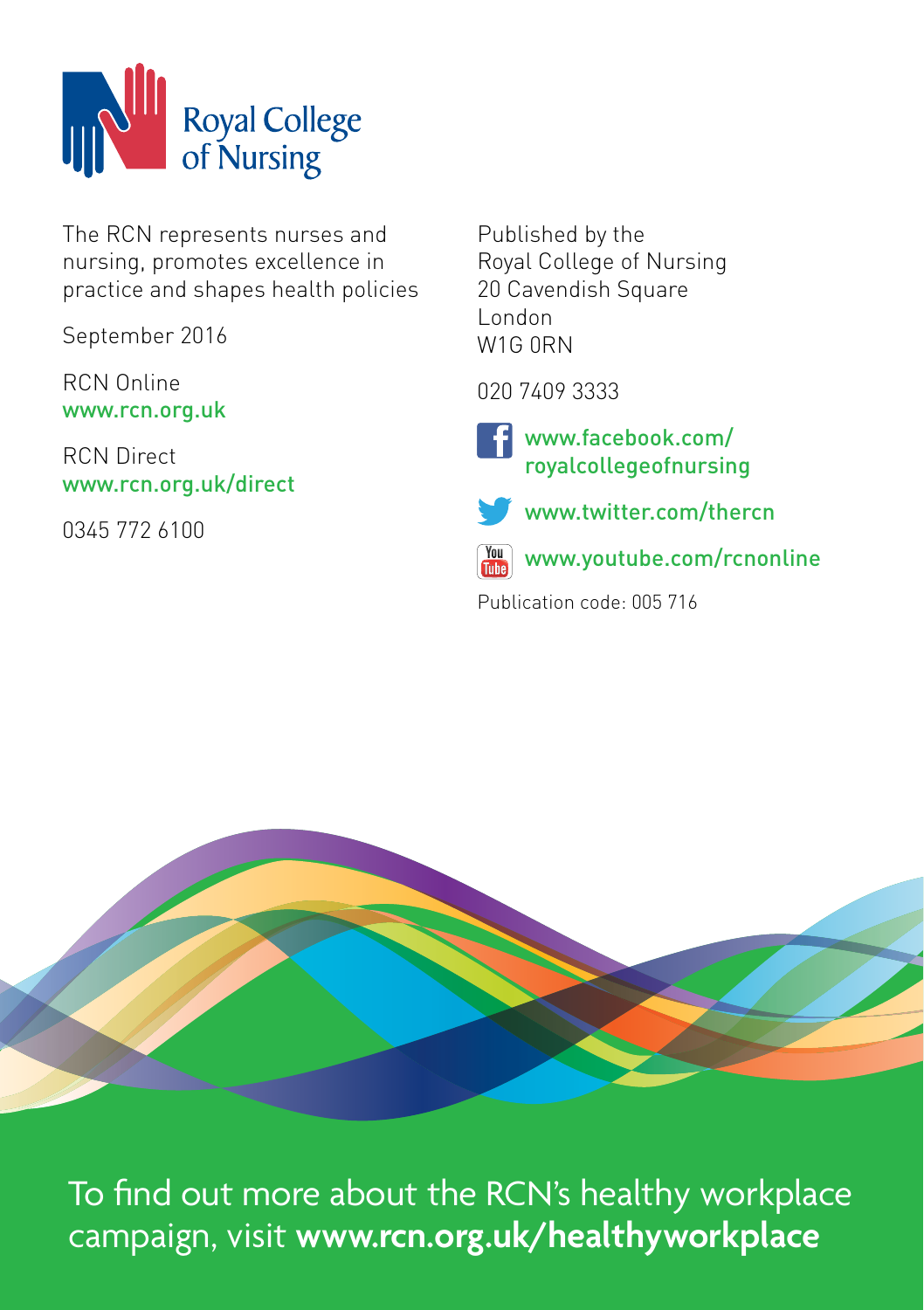Royal College of Nursing

The RCN represents nurses and nursing, promotes excellence in practice and shapes health policies

September 2016

RCN Online
www.rcn.org.uk

RCN Direct
www.rcn.org.uk/direct

0345 772 6100

Published by the
Royal College of Nursing
20 Cavendish Square
London
W1G 0RN

020 7409 3333

www.facebook.com/royalcollegeofnursing

www.twitter.com/thercn

www.youtube.com/rcnonline

Publication code: 005 716

To find out more about the RCN's healthy workplace campaign, visit **www.rcn.org.uk/healthyworkplace**